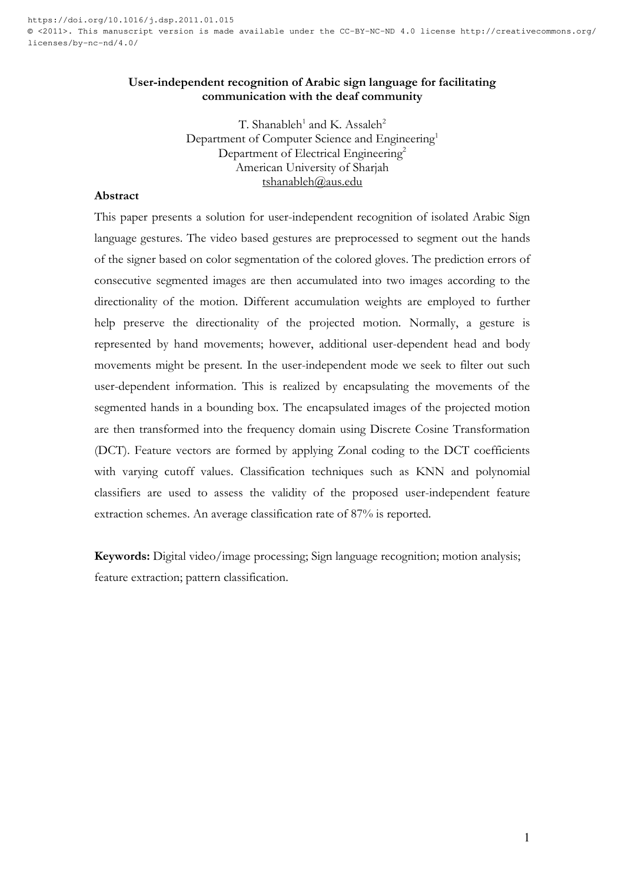https://doi.org/10.1016/j.dsp.2011.01.015
© <2011>. This manuscript version is made available under the CC-BY-NC-ND 4.0 license http://creativecommons.org/licenses/by-nc-nd/4.0/

# User-independent recognition of Arabic sign language for facilitating communication with the deaf community

T. Shanableh[1] and K. Assaleh[2]
Department of Computer Science and Engineering[1]
Department of Electrical Engineering[2]
American University of Sharjah
tshanableh@aus.edu

## Abstract

This paper presents a solution for user-independent recognition of isolated Arabic Sign language gestures. The video based gestures are preprocessed to segment out the hands of the signer based on color segmentation of the colored gloves. The prediction errors of consecutive segmented images are then accumulated into two images according to the directionality of the motion. Different accumulation weights are employed to further help preserve the directionality of the projected motion. Normally, a gesture is represented by hand movements; however, additional user-dependent head and body movements might be present. In the user-independent mode we seek to filter out such user-dependent information. This is realized by encapsulating the movements of the segmented hands in a bounding box. The encapsulated images of the projected motion are then transformed into the frequency domain using Discrete Cosine Transformation (DCT). Feature vectors are formed by applying Zonal coding to the DCT coefficients with varying cutoff values. Classification techniques such as KNN and polynomial classifiers are used to assess the validity of the proposed user-independent feature extraction schemes. An average classification rate of 87% is reported.

**Keywords:** Digital video/image processing; Sign language recognition; motion analysis; feature extraction; pattern classification.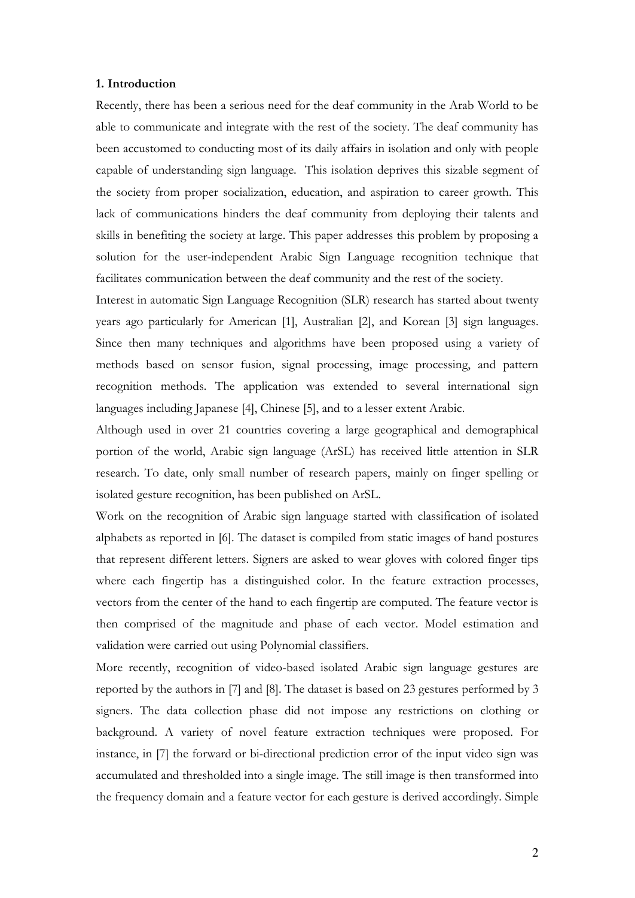### 1. Introduction

Recently, there has been a serious need for the deaf community in the Arab World to be able to communicate and integrate with the rest of the society. The deaf community has been accustomed to conducting most of its daily affairs in isolation and only with people capable of understanding sign language. This isolation deprives this sizable segment of the society from proper socialization, education, and aspiration to career growth. This lack of communications hinders the deaf community from deploying their talents and skills in benefiting the society at large. This paper addresses this problem by proposing a solution for the user-independent Arabic Sign Language recognition technique that facilitates communication between the deaf community and the rest of the society.

Interest in automatic Sign Language Recognition (SLR) research has started about twenty years ago particularly for American [1], Australian [2], and Korean [3] sign languages. Since then many techniques and algorithms have been proposed using a variety of methods based on sensor fusion, signal processing, image processing, and pattern recognition methods. The application was extended to several international sign languages including Japanese [4], Chinese [5], and to a lesser extent Arabic.

Although used in over 21 countries covering a large geographical and demographical portion of the world, Arabic sign language (ArSL) has received little attention in SLR research. To date, only small number of research papers, mainly on finger spelling or isolated gesture recognition, has been published on ArSL.

Work on the recognition of Arabic sign language started with classification of isolated alphabets as reported in [6]. The dataset is compiled from static images of hand postures that represent different letters. Signers are asked to wear gloves with colored finger tips where each fingertip has a distinguished color. In the feature extraction processes, vectors from the center of the hand to each fingertip are computed. The feature vector is then comprised of the magnitude and phase of each vector. Model estimation and validation were carried out using Polynomial classifiers.

More recently, recognition of video-based isolated Arabic sign language gestures are reported by the authors in [7] and [8]. The dataset is based on 23 gestures performed by 3 signers. The data collection phase did not impose any restrictions on clothing or background. A variety of novel feature extraction techniques were proposed. For instance, in [7] the forward or bi-directional prediction error of the input video sign was accumulated and thresholded into a single image. The still image is then transformed into the frequency domain and a feature vector for each gesture is derived accordingly. Simple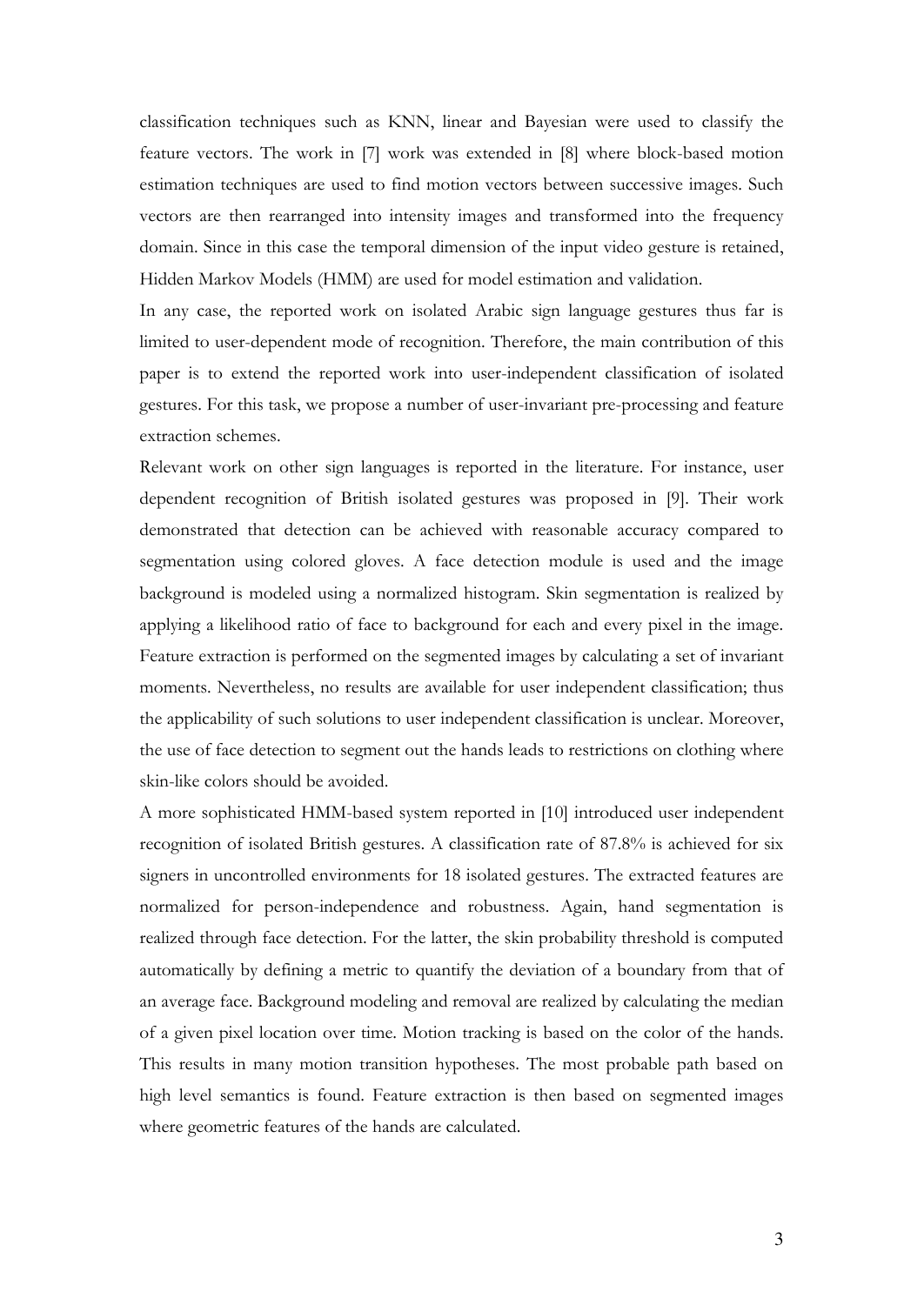classification techniques such as KNN, linear and Bayesian were used to classify the feature vectors. The work in [7] work was extended in [8] where block-based motion estimation techniques are used to find motion vectors between successive images. Such vectors are then rearranged into intensity images and transformed into the frequency domain. Since in this case the temporal dimension of the input video gesture is retained, Hidden Markov Models (HMM) are used for model estimation and validation.

In any case, the reported work on isolated Arabic sign language gestures thus far is limited to user-dependent mode of recognition. Therefore, the main contribution of this paper is to extend the reported work into user-independent classification of isolated gestures. For this task, we propose a number of user-invariant pre-processing and feature extraction schemes.

Relevant work on other sign languages is reported in the literature. For instance, user dependent recognition of British isolated gestures was proposed in [9]. Their work demonstrated that detection can be achieved with reasonable accuracy compared to segmentation using colored gloves. A face detection module is used and the image background is modeled using a normalized histogram. Skin segmentation is realized by applying a likelihood ratio of face to background for each and every pixel in the image. Feature extraction is performed on the segmented images by calculating a set of invariant moments. Nevertheless, no results are available for user independent classification; thus the applicability of such solutions to user independent classification is unclear. Moreover, the use of face detection to segment out the hands leads to restrictions on clothing where skin-like colors should be avoided.

A more sophisticated HMM-based system reported in [10] introduced user independent recognition of isolated British gestures. A classification rate of 87.8% is achieved for six signers in uncontrolled environments for 18 isolated gestures. The extracted features are normalized for person-independence and robustness. Again, hand segmentation is realized through face detection. For the latter, the skin probability threshold is computed automatically by defining a metric to quantify the deviation of a boundary from that of an average face. Background modeling and removal are realized by calculating the median of a given pixel location over time. Motion tracking is based on the color of the hands. This results in many motion transition hypotheses. The most probable path based on high level semantics is found. Feature extraction is then based on segmented images where geometric features of the hands are calculated.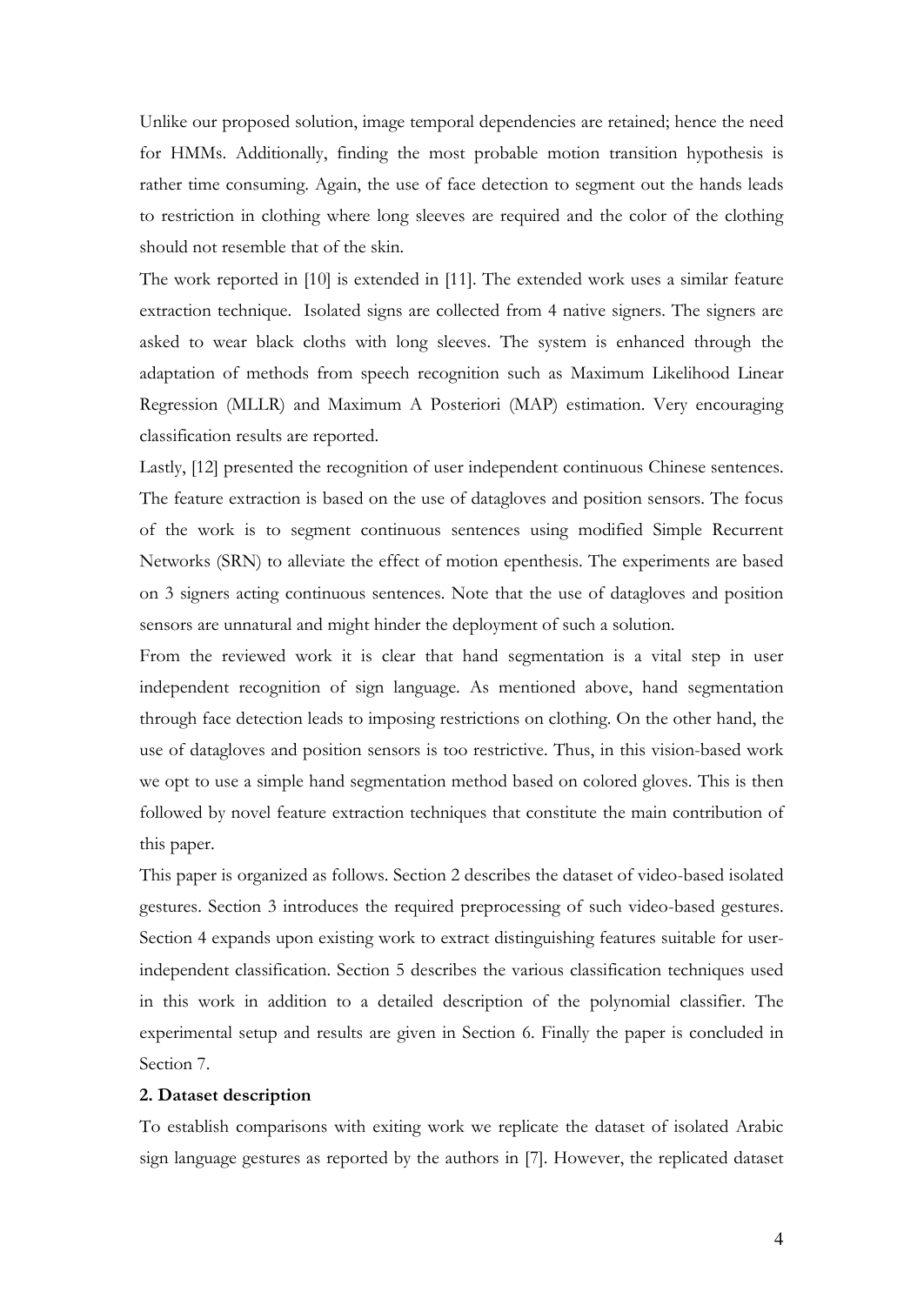Unlike our proposed solution, image temporal dependencies are retained; hence the need for HMMs. Additionally, finding the most probable motion transition hypothesis is rather time consuming. Again, the use of face detection to segment out the hands leads to restriction in clothing where long sleeves are required and the color of the clothing should not resemble that of the skin.

The work reported in [10] is extended in [11]. The extended work uses a similar feature extraction technique. Isolated signs are collected from 4 native signers. The signers are asked to wear black cloths with long sleeves. The system is enhanced through the adaptation of methods from speech recognition such as Maximum Likelihood Linear Regression (MLLR) and Maximum A Posteriori (MAP) estimation. Very encouraging classification results are reported.

Lastly, [12] presented the recognition of user independent continuous Chinese sentences. The feature extraction is based on the use of datagloves and position sensors. The focus of the work is to segment continuous sentences using modified Simple Recurrent Networks (SRN) to alleviate the effect of motion epenthesis. The experiments are based on 3 signers acting continuous sentences. Note that the use of datagloves and position sensors are unnatural and might hinder the deployment of such a solution.

From the reviewed work it is clear that hand segmentation is a vital step in user independent recognition of sign language. As mentioned above, hand segmentation through face detection leads to imposing restrictions on clothing. On the other hand, the use of datagloves and position sensors is too restrictive. Thus, in this vision-based work we opt to use a simple hand segmentation method based on colored gloves. This is then followed by novel feature extraction techniques that constitute the main contribution of this paper.

This paper is organized as follows. Section 2 describes the dataset of video-based isolated gestures. Section 3 introduces the required preprocessing of such video-based gestures. Section 4 expands upon existing work to extract distinguishing features suitable for user-independent classification. Section 5 describes the various classification techniques used in this work in addition to a detailed description of the polynomial classifier. The experimental setup and results are given in Section 6. Finally the paper is concluded in Section 7.

## 2. Dataset description

To establish comparisons with exiting work we replicate the dataset of isolated Arabic sign language gestures as reported by the authors in [7]. However, the replicated dataset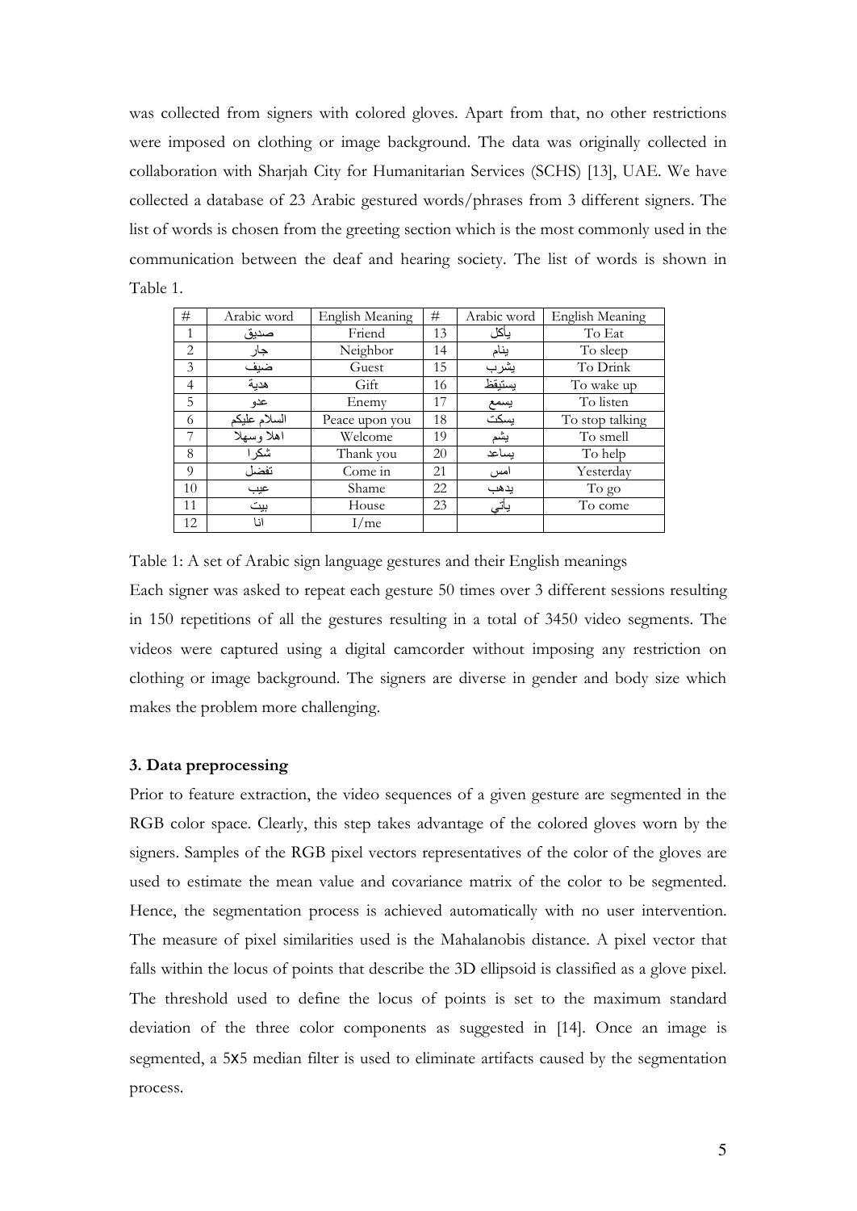was collected from signers with colored gloves. Apart from that, no other restrictions were imposed on clothing or image background. The data was originally collected in collaboration with Sharjah City for Humanitarian Services (SCHS) [13], UAE. We have collected a database of 23 Arabic gestured words/phrases from 3 different signers. The list of words is chosen from the greeting section which is the most commonly used in the communication between the deaf and hearing society. The list of words is shown in Table 1.

| # | Arabic word | English Meaning | # | Arabic word | English Meaning |
|---|---|---|---|---|---|
| 1 | صديق | Friend | 13 | يأكل | To Eat |
| 2 | جار | Neighbor | 14 | ينام | To sleep |
| 3 | ضيف | Guest | 15 | يشرب | To Drink |
| 4 | هدية | Gift | 16 | يستيقظ | To wake up |
| 5 | عدو | Enemy | 17 | يسمع | To listen |
| 6 | السلام عليكم | Peace upon you | 18 | يسكت | To stop talking |
| 7 | اهلا وسهلا | Welcome | 19 | يشم | To smell |
| 8 | شكرا | Thank you | 20 | يساعد | To help |
| 9 | تفضل | Come in | 21 | امس | Yesterday |
| 10 | عيب | Shame | 22 | يذهب | To go |
| 11 | بيت | House | 23 | يأتي | To come |
| 12 | انا | I/me | | | |

Table 1: A set of Arabic sign language gestures and their English meanings

Each signer was asked to repeat each gesture 50 times over 3 different sessions resulting in 150 repetitions of all the gestures resulting in a total of 3450 video segments. The videos were captured using a digital camcorder without imposing any restriction on clothing or image background. The signers are diverse in gender and body size which makes the problem more challenging.

### 3. Data preprocessing

Prior to feature extraction, the video sequences of a given gesture are segmented in the RGB color space. Clearly, this step takes advantage of the colored gloves worn by the signers. Samples of the RGB pixel vectors representatives of the color of the gloves are used to estimate the mean value and covariance matrix of the color to be segmented. Hence, the segmentation process is achieved automatically with no user intervention. The measure of pixel similarities used is the Mahalanobis distance. A pixel vector that falls within the locus of points that describe the 3D ellipsoid is classified as a glove pixel. The threshold used to define the locus of points is set to the maximum standard deviation of the three color components as suggested in [14]. Once an image is segmented, a 5x5 median filter is used to eliminate artifacts caused by the segmentation process.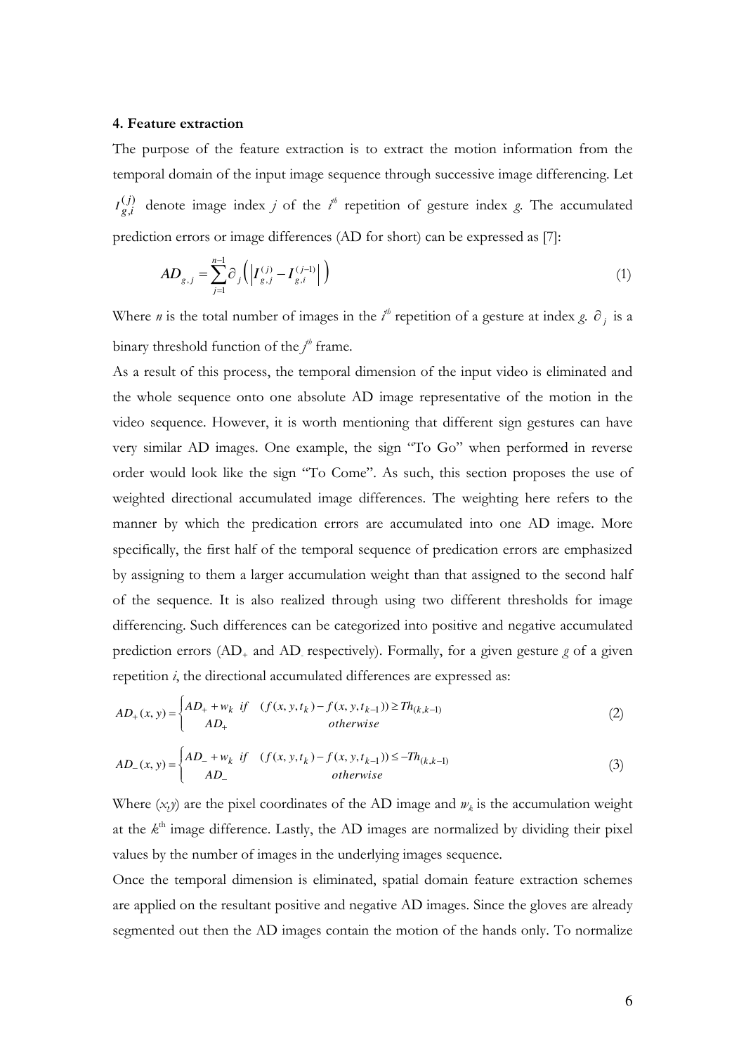**4. Feature extraction**

The purpose of the feature extraction is to extract the motion information from the temporal domain of the input image sequence through successive image differencing. Let $I_{g,i}^{(j)}$ denote image index *j* of the $i^{th}$ repetition of gesture index *g*. The accumulated prediction errors or image differences (AD for short) can be expressed as [7]:

$$AD_{g,j} = \sum_{j=1}^{n-1} \partial_j \left( \left| I_{g,j}^{(j)} - I_{g,i}^{(j-1)} \right| \right) \tag{1}$$

Where *n* is the total number of images in the $i^{th}$ repetition of a gesture at index *g*. $\partial_j$ is a binary threshold function of the $j^{th}$ frame.

As a result of this process, the temporal dimension of the input video is eliminated and the whole sequence onto one absolute AD image representative of the motion in the video sequence. However, it is worth mentioning that different sign gestures can have very similar AD images. One example, the sign "To Go" when performed in reverse order would look like the sign "To Come". As such, this section proposes the use of weighted directional accumulated image differences. The weighting here refers to the manner by which the predication errors are accumulated into one AD image. More specifically, the first half of the temporal sequence of predication errors are emphasized by assigning to them a larger accumulation weight than that assigned to the second half of the sequence. It is also realized through using two different thresholds for image differencing. Such differences can be categorized into positive and negative accumulated prediction errors ($AD_+$ and $AD_-$ respectively). Formally, for a given gesture *g* of a given repetition *i*, the directional accumulated differences are expressed as:

$$AD_+(x,y) = \begin{cases} AD_+ + w_k & if \quad (f(x,y,t_k) - f(x,y,t_{k-1})) \geq Th_{(k,k-1)} \\ AD_+ & otherwise \end{cases} \tag{2}$$

$$AD_-(x,y) = \begin{cases} AD_- + w_k & if \quad (f(x,y,t_k) - f(x,y,t_{k-1})) \leq -Th_{(k,k-1)} \\ AD_- & otherwise \end{cases} \tag{3}$$

Where $(x,y)$ are the pixel coordinates of the AD image and $w_k$ is the accumulation weight at the $k^{th}$ image difference. Lastly, the AD images are normalized by dividing their pixel values by the number of images in the underlying images sequence.

Once the temporal dimension is eliminated, spatial domain feature extraction schemes are applied on the resultant positive and negative AD images. Since the gloves are already segmented out then the AD images contain the motion of the hands only. To normalize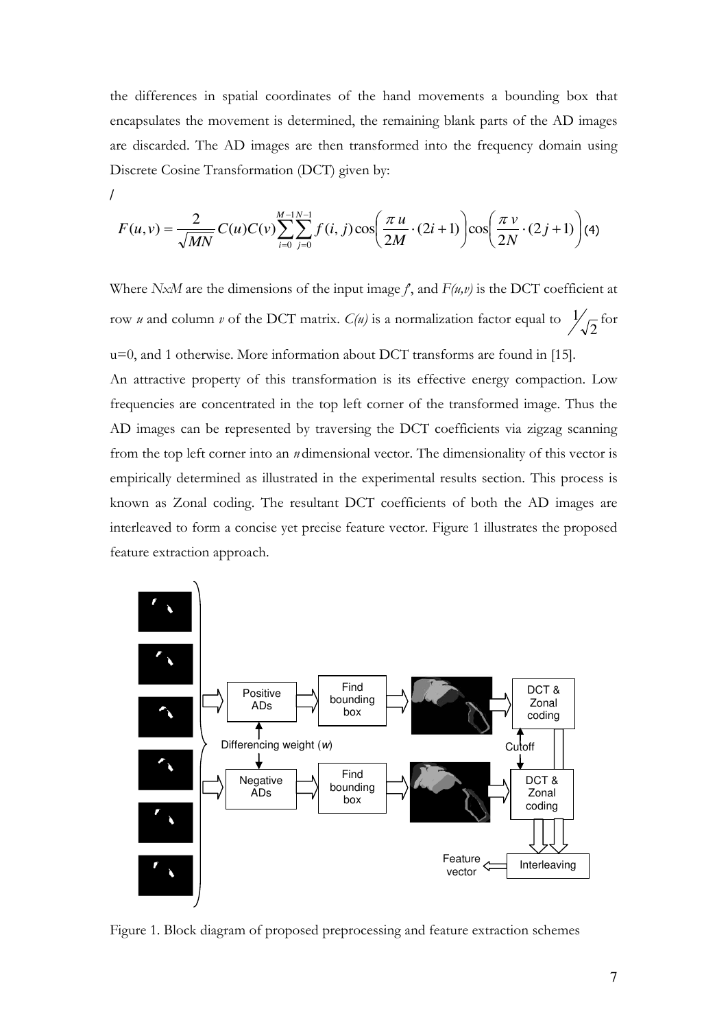the differences in spatial coordinates of the hand movements a bounding box that encapsulates the movement is determined, the remaining blank parts of the AD images are discarded. The AD images are then transformed into the frequency domain using Discrete Cosine Transformation (DCT) given by:

/

$$F(u,v) = \frac{2}{\sqrt{MN}} C(u)C(v) \sum_{i=0}^{M-1} \sum_{j=0}^{N-1} f(i,j) \cos\left(\frac{\pi u}{2M} \cdot (2i+1)\right) \cos\left(\frac{\pi v}{2N} \cdot (2j+1)\right) \quad (4)$$

Where *NxM* are the dimensions of the input image *f*, and *F(u,v)* is the DCT coefficient at row *u* and column *v* of the DCT matrix. *C(u)* is a normalization factor equal to $1/\sqrt{2}$ for u=0, and 1 otherwise. More information about DCT transforms are found in [15].

An attractive property of this transformation is its effective energy compaction. Low frequencies are concentrated in the top left corner of the transformed image. Thus the AD images can be represented by traversing the DCT coefficients via zigzag scanning from the top left corner into an *n* dimensional vector. The dimensionality of this vector is empirically determined as illustrated in the experimental results section. This process is known as Zonal coding. The resultant DCT coefficients of both the AD images are interleaved to form a concise yet precise feature vector. Figure 1 illustrates the proposed feature extraction approach.

Figure 1. Block diagram of proposed preprocessing and feature extraction schemes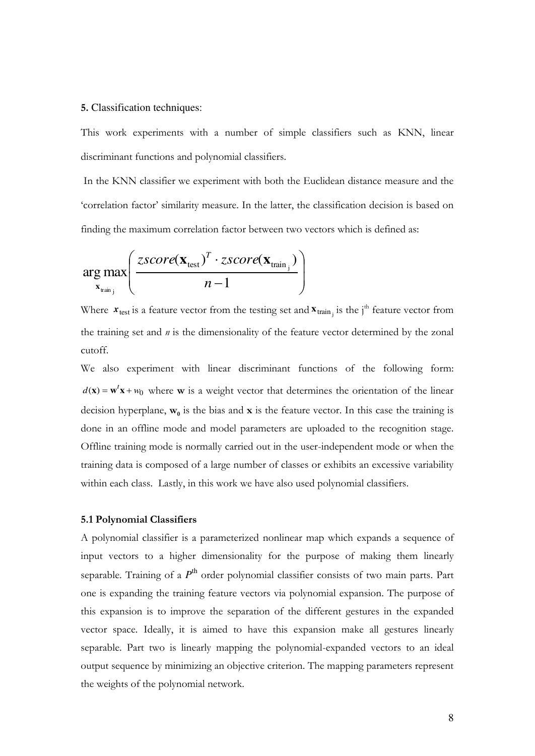**5.** Classification techniques:

This work experiments with a number of simple classifiers such as KNN, linear discriminant functions and polynomial classifiers.

In the KNN classifier we experiment with both the Euclidean distance measure and the 'correlation factor' similarity measure. In the latter, the classification decision is based on finding the maximum correlation factor between two vectors which is defined as:

$$\underset{\mathbf{x}_{\text{train j}}}{\arg\max}\left(\frac{zscore(\mathbf{x}_{\text{test}})^T \cdot zscore(\mathbf{x}_{\text{train}_j})}{n-1}\right)$$

Where $x_{\text{test}}$ is a feature vector from the testing set and $\mathbf{x}_{\text{train}_j}$ is the j[th] feature vector from the training set and $n$ is the dimensionality of the feature vector determined by the zonal cutoff.

We also experiment with linear discriminant functions of the following form: $d(\mathbf{x}) = \mathbf{w}^t\mathbf{x} + w_0$ where $\mathbf{w}$ is a weight vector that determines the orientation of the linear decision hyperplane, $\mathbf{w_0}$ is the bias and $\mathbf{x}$ is the feature vector. In this case the training is done in an offline mode and model parameters are uploaded to the recognition stage. Offline training mode is normally carried out in the user-independent mode or when the training data is composed of a large number of classes or exhibits an excessive variability within each class. Lastly, in this work we have also used polynomial classifiers.

### 5.1 Polynomial Classifiers

A polynomial classifier is a parameterized nonlinear map which expands a sequence of input vectors to a higher dimensionality for the purpose of making them linearly separable. Training of a $P^{\text{th}}$ order polynomial classifier consists of two main parts. Part one is expanding the training feature vectors via polynomial expansion. The purpose of this expansion is to improve the separation of the different gestures in the expanded vector space. Ideally, it is aimed to have this expansion make all gestures linearly separable. Part two is linearly mapping the polynomial-expanded vectors to an ideal output sequence by minimizing an objective criterion. The mapping parameters represent the weights of the polynomial network.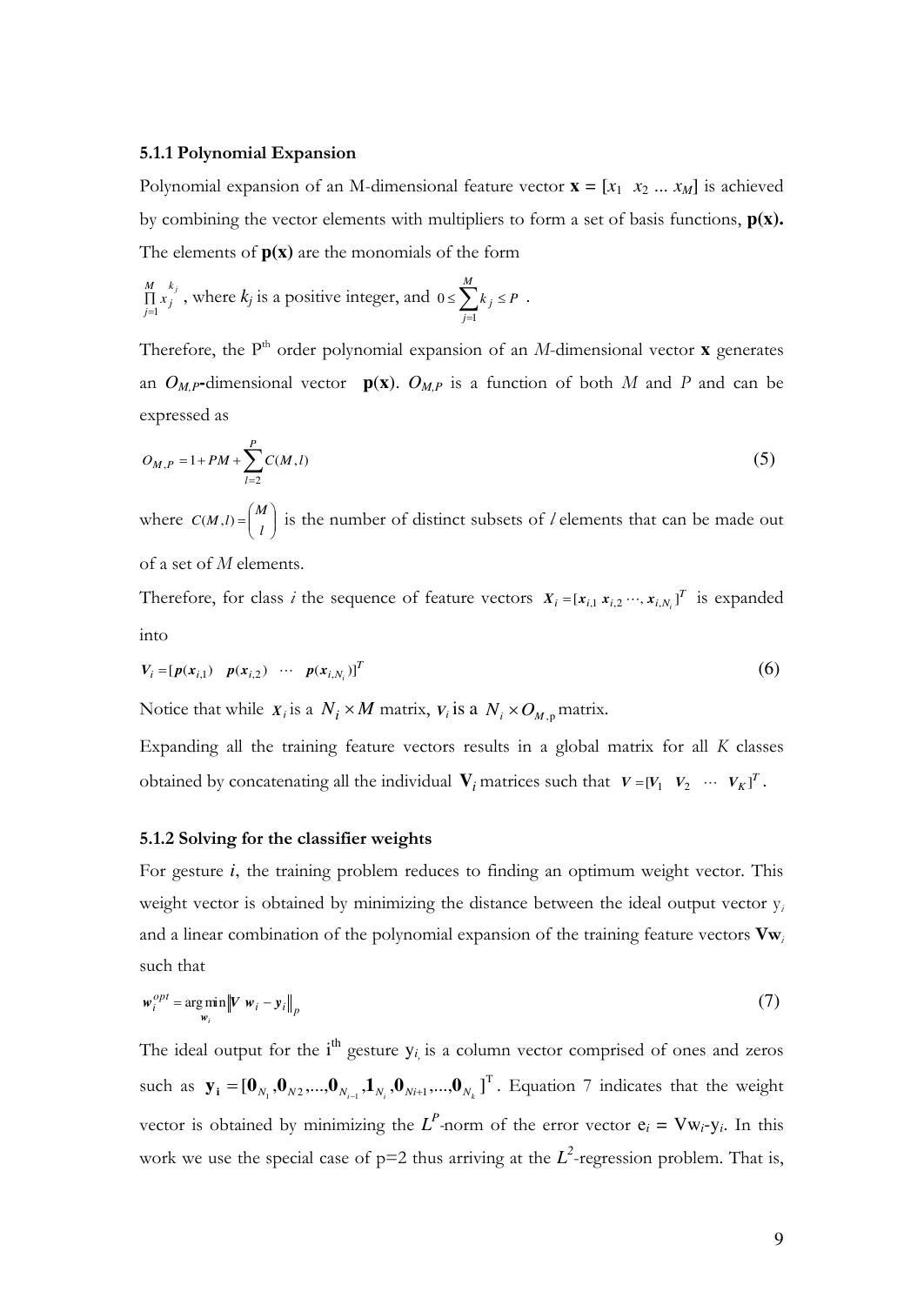### 5.1.1 Polynomial Expansion

Polynomial expansion of an M-dimensional feature vector $\mathbf{x} = [x_1 \;\; x_2 \;...\; x_M]$ is achieved by combining the vector elements with multipliers to form a set of basis functions, $\mathbf{p(x)}$. The elements of $\mathbf{p(x)}$ are the monomials of the form

$\prod_{j=1}^{M} x_j^{k_j}$, where $k_j$ is a positive integer, and $0 \leq \sum_{j=1}^{M} k_j \leq P$ .

Therefore, the P[th] order polynomial expansion of an $M$-dimensional vector $\mathbf{x}$ generates an $O_{M,P}$-dimensional vector $\mathbf{p}(\mathbf{x})$. $O_{M,P}$ is a function of both $M$ and $P$ and can be expressed as

$$O_{M,P} = 1 + PM + \sum_{l=2}^{P} C(M,l) \tag{5}$$

where $C(M,l) = \binom{M}{l}$ is the number of distinct subsets of $l$ elements that can be made out of a set of $M$ elements.

Therefore, for class $i$ the sequence of feature vectors $\boldsymbol{X}_i = [\boldsymbol{x}_{i,1} \; \boldsymbol{x}_{i,2} \cdots, \boldsymbol{x}_{i,N_i}]^T$ is expanded into

$$\boldsymbol{V}_i = [\boldsymbol{p}(\boldsymbol{x}_{i,1}) \quad \boldsymbol{p}(\boldsymbol{x}_{i,2}) \quad \cdots \quad \boldsymbol{p}(\boldsymbol{x}_{i,N_i})]^T \tag{6}$$

Notice that while $\boldsymbol{X}_i$ is a $N_i \times M$ matrix, $\boldsymbol{V}_i$ is a $N_i \times O_{M,\mathrm{p}}$ matrix.

Expanding all the training feature vectors results in a global matrix for all $K$ classes obtained by concatenating all the individual $\mathbf{V}_i$ matrices such that $\boldsymbol{V} = [\boldsymbol{V}_1 \quad \boldsymbol{V}_2 \quad \cdots \quad \boldsymbol{V}_K]^T$.

### 5.1.2 Solving for the classifier weights

For gesture $\boldsymbol{i}$, the training problem reduces to finding an optimum weight vector. This weight vector is obtained by minimizing the distance between the ideal output vector $y_i$ and a linear combination of the polynomial expansion of the training feature vectors $\mathbf{V}w_i$ such that

$$\boldsymbol{w}_i^{opt} = \arg\min_{\boldsymbol{w}_i} \left\| \boldsymbol{V} \, \boldsymbol{w}_i - \boldsymbol{y}_i \right\|_p \tag{7}$$

The ideal output for the i[th] gesture $y_i$, is a column vector comprised of ones and zeros such as $\mathbf{y_i} = [\mathbf{0}_{N_1}, \mathbf{0}_{N2}, ..., \mathbf{0}_{N_{i-1}}, \mathbf{1}_{N_i}, \mathbf{0}_{Ni+1}, ..., \mathbf{0}_{N_k}]^{\mathrm{T}}$. Equation 7 indicates that the weight vector is obtained by minimizing the $L^P$-norm of the error vector $e_i = \mathrm{V}w_i\text{-}y_i$. In this work we use the special case of p=2 thus arriving at the $L^2$-regression problem. That is,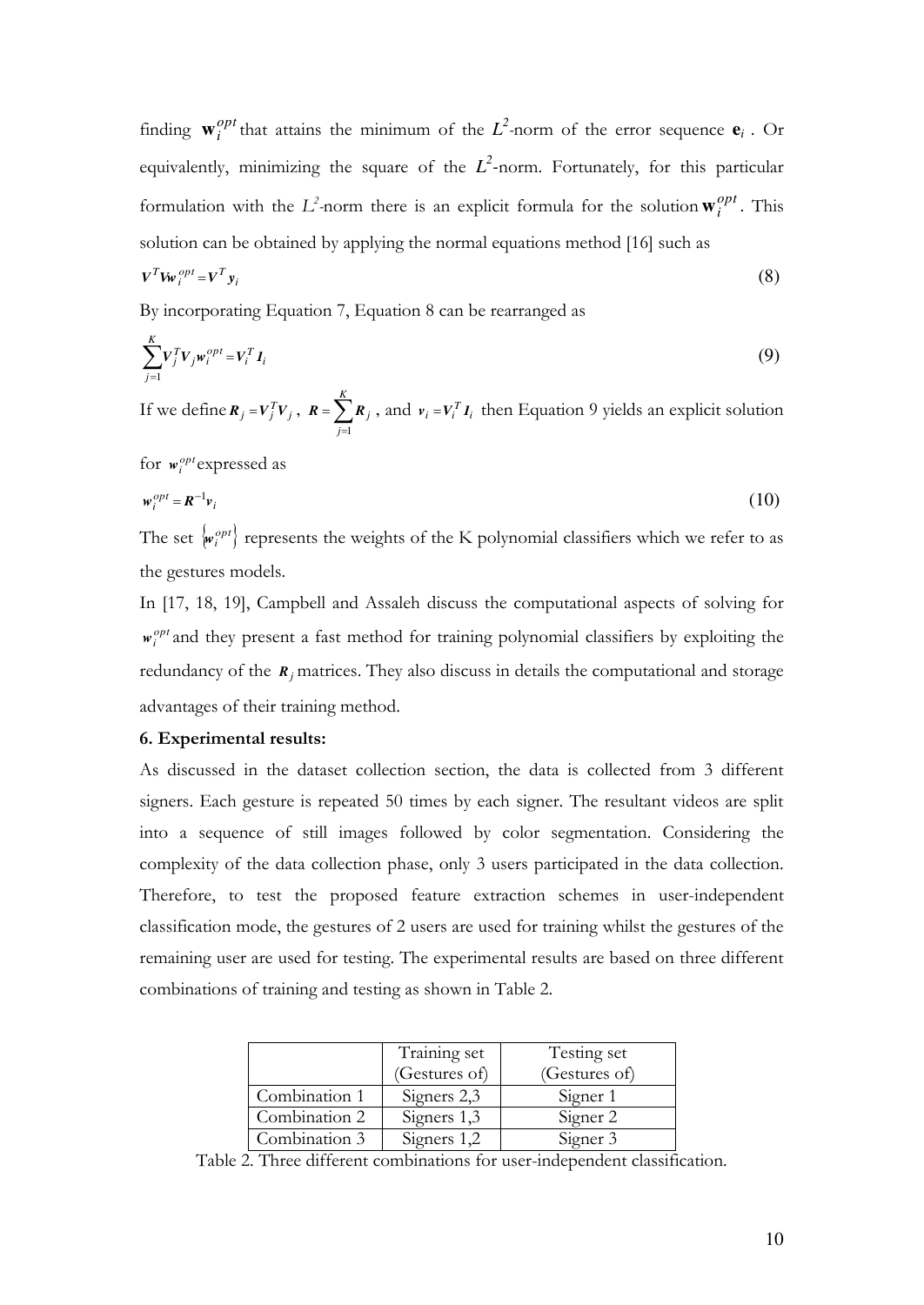finding $\mathbf{w}_i^{opt}$ that attains the minimum of the $L^2$-norm of the error sequence $\mathbf{e}_i$. Or equivalently, minimizing the square of the $L^2$-norm. Fortunately, for this particular formulation with the $L^2$-norm there is an explicit formula for the solution $\mathbf{w}_i^{opt}$. This solution can be obtained by applying the normal equations method [16] such as

$$\boldsymbol{V}^T \boldsymbol{V} \boldsymbol{w}_i^{opt} = \boldsymbol{V}^T \boldsymbol{y}_i \tag{8}$$

By incorporating Equation 7, Equation 8 can be rearranged as

$$\sum_{j=1}^{K} \boldsymbol{V}_j^T \boldsymbol{V}_j \boldsymbol{w}_i^{opt} = \boldsymbol{V}_i^T \boldsymbol{I}_i \tag{9}$$

If we define $\boldsymbol{R}_j = \boldsymbol{V}_j^T \boldsymbol{V}_j$, $\boldsymbol{R} = \sum_{j=1}^{K} \boldsymbol{R}_j$, and $\boldsymbol{v}_i = \boldsymbol{V}_i^T \boldsymbol{I}_i$ then Equation 9 yields an explicit solution for $\boldsymbol{w}_i^{opt}$ expressed as

$$\boldsymbol{w}_i^{opt} = \boldsymbol{R}^{-1} \boldsymbol{v}_i \tag{10}$$

The set $\{\boldsymbol{w}_i^{opt}\}$ represents the weights of the K polynomial classifiers which we refer to as the gestures models.

In [17, 18, 19], Campbell and Assaleh discuss the computational aspects of solving for $\boldsymbol{w}_i^{opt}$ and they present a fast method for training polynomial classifiers by exploiting the redundancy of the $\boldsymbol{R}_j$ matrices. They also discuss in details the computational and storage advantages of their training method.

**6. Experimental results:**

As discussed in the dataset collection section, the data is collected from 3 different signers. Each gesture is repeated 50 times by each signer. The resultant videos are split into a sequence of still images followed by color segmentation. Considering the complexity of the data collection phase, only 3 users participated in the data collection. Therefore, to test the proposed feature extraction schemes in user-independent classification mode, the gestures of 2 users are used for training whilst the gestures of the remaining user are used for testing. The experimental results are based on three different combinations of training and testing as shown in Table 2.

| | Training set (Gestures of) | Testing set (Gestures of) |
|---|---|---|
| Combination 1 | Signers 2,3 | Signer 1 |
| Combination 2 | Signers 1,3 | Signer 2 |
| Combination 3 | Signers 1,2 | Signer 3 |

Table 2. Three different combinations for user-independent classification.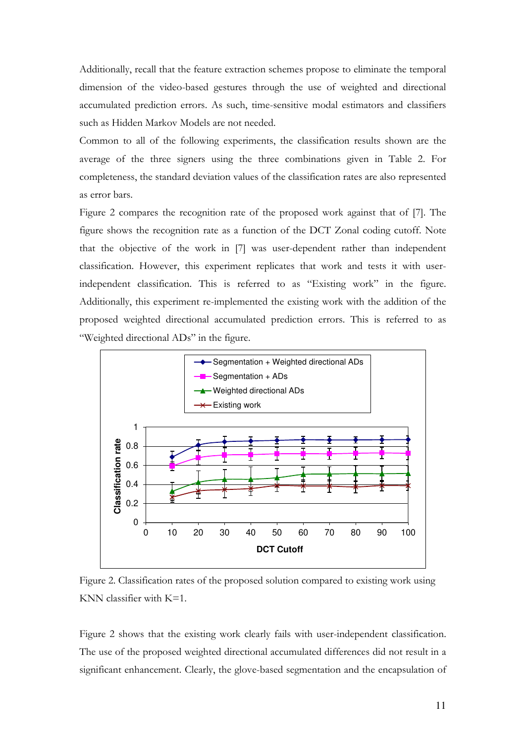Additionally, recall that the feature extraction schemes propose to eliminate the temporal dimension of the video-based gestures through the use of weighted and directional accumulated prediction errors. As such, time-sensitive modal estimators and classifiers such as Hidden Markov Models are not needed.

Common to all of the following experiments, the classification results shown are the average of the three signers using the three combinations given in Table 2. For completeness, the standard deviation values of the classification rates are also represented as error bars.

Figure 2 compares the recognition rate of the proposed work against that of [7]. The figure shows the recognition rate as a function of the DCT Zonal coding cutoff. Note that the objective of the work in [7] was user-dependent rather than independent classification. However, this experiment replicates that work and tests it with user-independent classification. This is referred to as "Existing work" in the figure. Additionally, this experiment re-implemented the existing work with the addition of the proposed weighted directional accumulated prediction errors. This is referred to as "Weighted directional ADs" in the figure.

Figure 2. Classification rates of the proposed solution compared to existing work using KNN classifier with K=1.

Figure 2 shows that the existing work clearly fails with user-independent classification. The use of the proposed weighted directional accumulated differences did not result in a significant enhancement. Clearly, the glove-based segmentation and the encapsulation of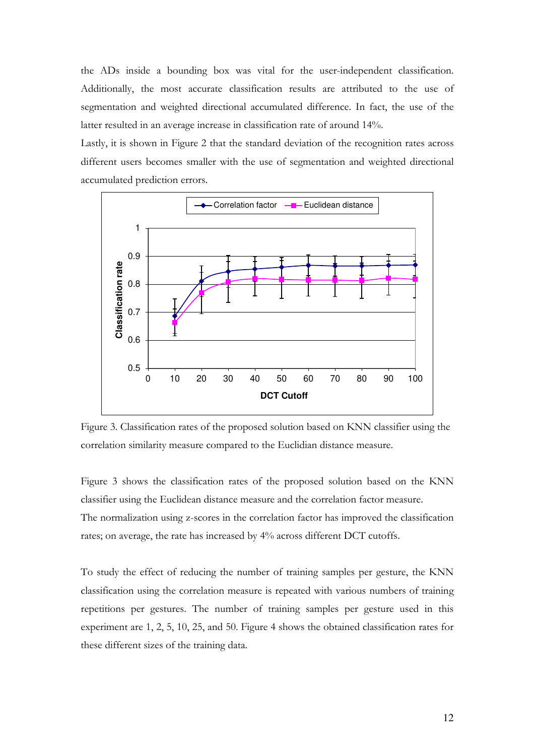the ADs inside a bounding box was vital for the user-independent classification. Additionally, the most accurate classification results are attributed to the use of segmentation and weighted directional accumulated difference. In fact, the use of the latter resulted in an average increase in classification rate of around 14%.

Lastly, it is shown in Figure 2 that the standard deviation of the recognition rates across different users becomes smaller with the use of segmentation and weighted directional accumulated prediction errors.

Figure 3. Classification rates of the proposed solution based on KNN classifier using the correlation similarity measure compared to the Euclidian distance measure.

Figure 3 shows the classification rates of the proposed solution based on the KNN classifier using the Euclidean distance measure and the correlation factor measure.
The normalization using z-scores in the correlation factor has improved the classification rates; on average, the rate has increased by 4% across different DCT cutoffs.

To study the effect of reducing the number of training samples per gesture, the KNN classification using the correlation measure is repeated with various numbers of training repetitions per gestures. The number of training samples per gesture used in this experiment are 1, 2, 5, 10, 25, and 50. Figure 4 shows the obtained classification rates for these different sizes of the training data.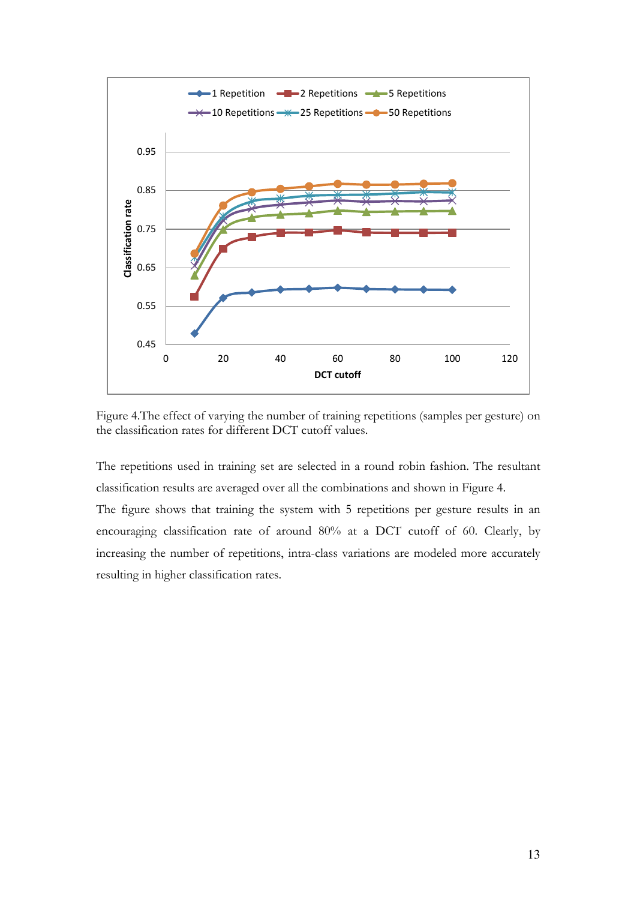Figure 4.The effect of varying the number of training repetitions (samples per gesture) on the classification rates for different DCT cutoff values.

The repetitions used in training set are selected in a round robin fashion. The resultant classification results are averaged over all the combinations and shown in Figure 4.

The figure shows that training the system with 5 repetitions per gesture results in an encouraging classification rate of around 80% at a DCT cutoff of 60. Clearly, by increasing the number of repetitions, intra-class variations are modeled more accurately resulting in higher classification rates.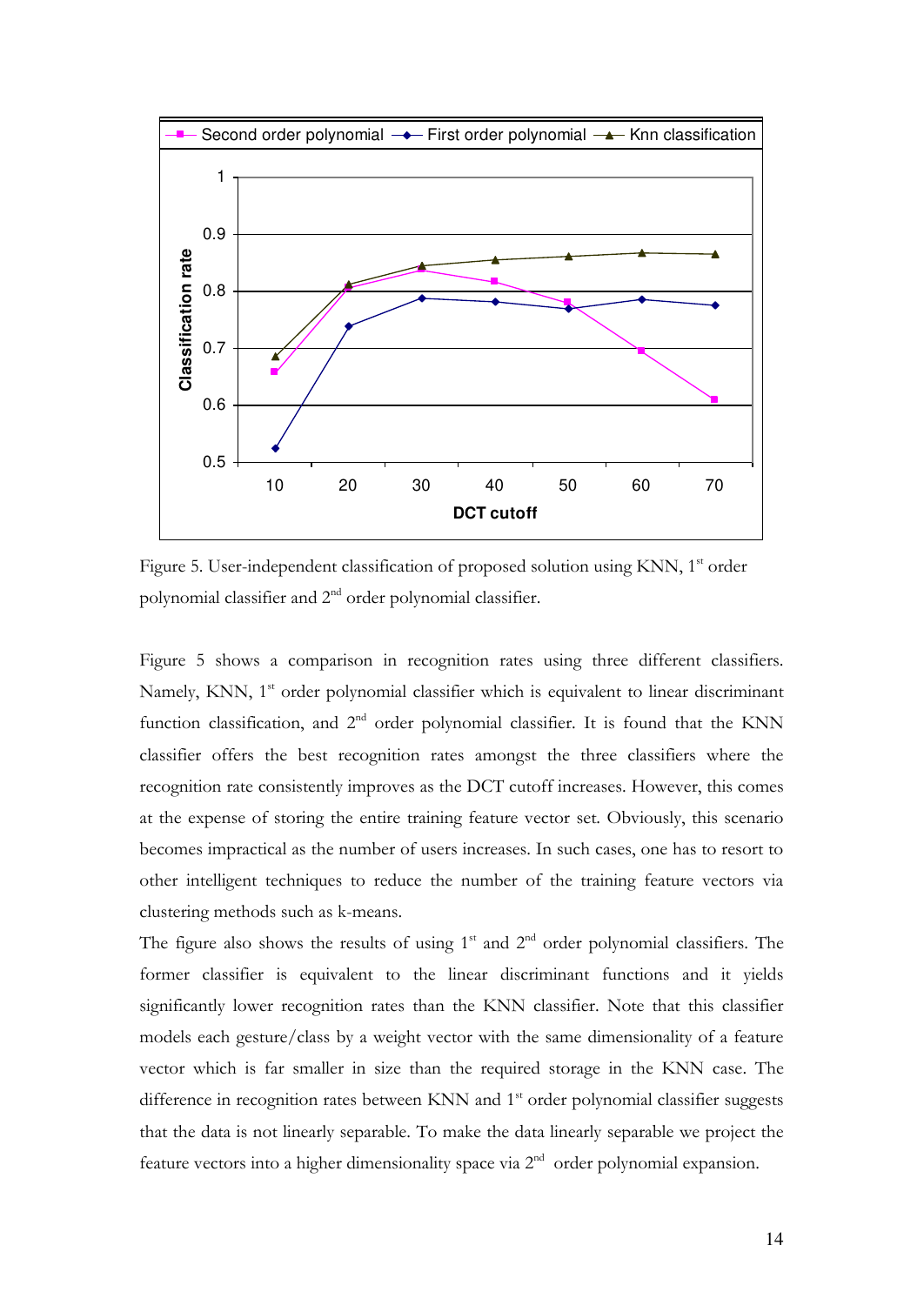Figure 5. User-independent classification of proposed solution using KNN, 1st order polynomial classifier and 2nd order polynomial classifier.

Figure 5 shows a comparison in recognition rates using three different classifiers. Namely, KNN, 1st order polynomial classifier which is equivalent to linear discriminant function classification, and 2nd order polynomial classifier. It is found that the KNN classifier offers the best recognition rates amongst the three classifiers where the recognition rate consistently improves as the DCT cutoff increases. However, this comes at the expense of storing the entire training feature vector set. Obviously, this scenario becomes impractical as the number of users increases. In such cases, one has to resort to other intelligent techniques to reduce the number of the training feature vectors via clustering methods such as k-means.

The figure also shows the results of using 1st and 2nd order polynomial classifiers. The former classifier is equivalent to the linear discriminant functions and it yields significantly lower recognition rates than the KNN classifier. Note that this classifier models each gesture/class by a weight vector with the same dimensionality of a feature vector which is far smaller in size than the required storage in the KNN case. The difference in recognition rates between KNN and 1st order polynomial classifier suggests that the data is not linearly separable. To make the data linearly separable we project the feature vectors into a higher dimensionality space via 2nd order polynomial expansion.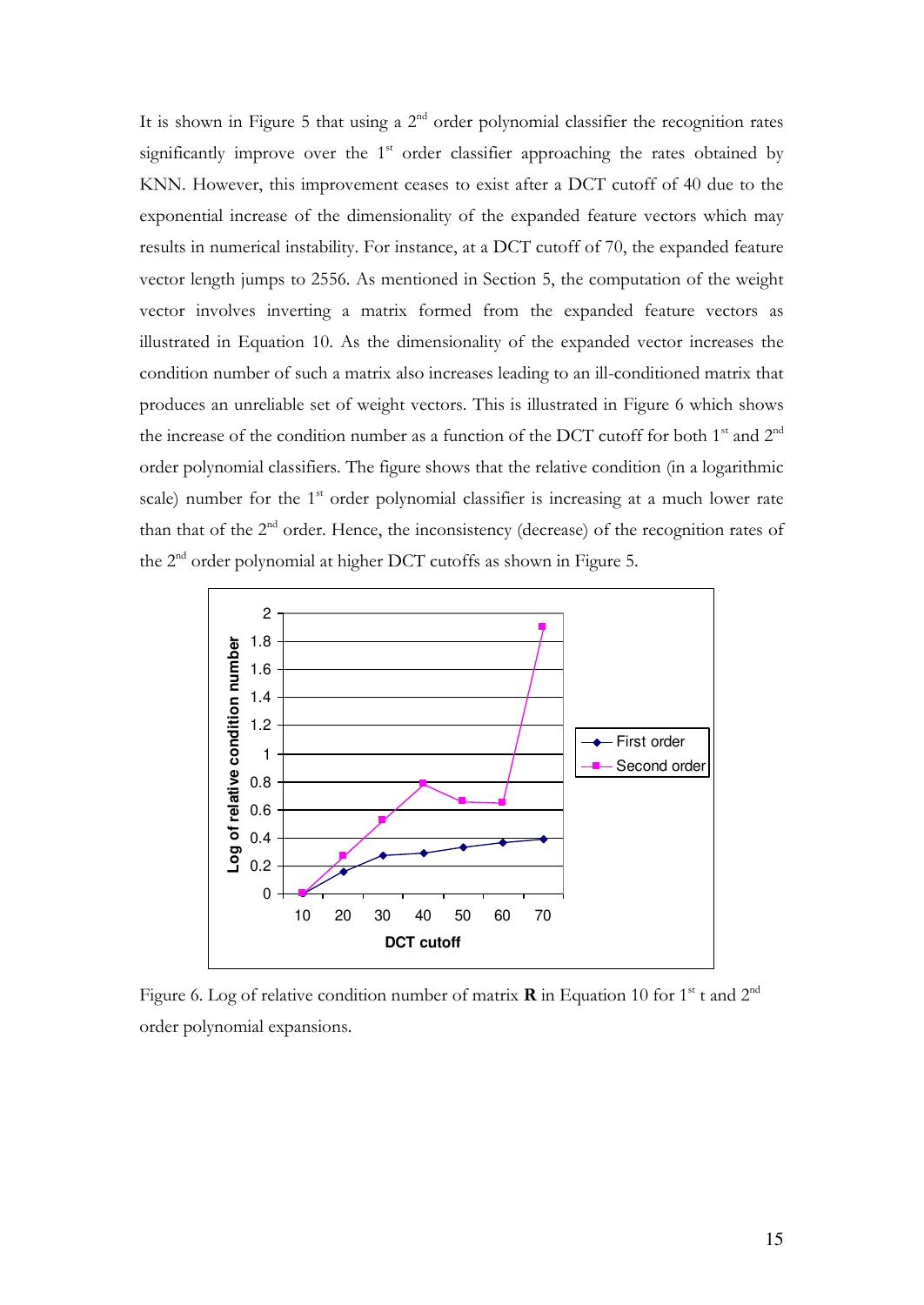It is shown in Figure 5 that using a $2^{nd}$ order polynomial classifier the recognition rates significantly improve over the $1^{st}$ order classifier approaching the rates obtained by KNN. However, this improvement ceases to exist after a DCT cutoff of 40 due to the exponential increase of the dimensionality of the expanded feature vectors which may results in numerical instability. For instance, at a DCT cutoff of 70, the expanded feature vector length jumps to 2556. As mentioned in Section 5, the computation of the weight vector involves inverting a matrix formed from the expanded feature vectors as illustrated in Equation 10. As the dimensionality of the expanded vector increases the condition number of such a matrix also increases leading to an ill-conditioned matrix that produces an unreliable set of weight vectors. This is illustrated in Figure 6 which shows the increase of the condition number as a function of the DCT cutoff for both $1^{st}$ and $2^{nd}$ order polynomial classifiers. The figure shows that the relative condition (in a logarithmic scale) number for the $1^{st}$ order polynomial classifier is increasing at a much lower rate than that of the $2^{nd}$ order. Hence, the inconsistency (decrease) of the recognition rates of the $2^{nd}$ order polynomial at higher DCT cutoffs as shown in Figure 5.

Figure 6. Log of relative condition number of matrix **R** in Equation 10 for $1^{st}$ t and $2^{nd}$ order polynomial expansions.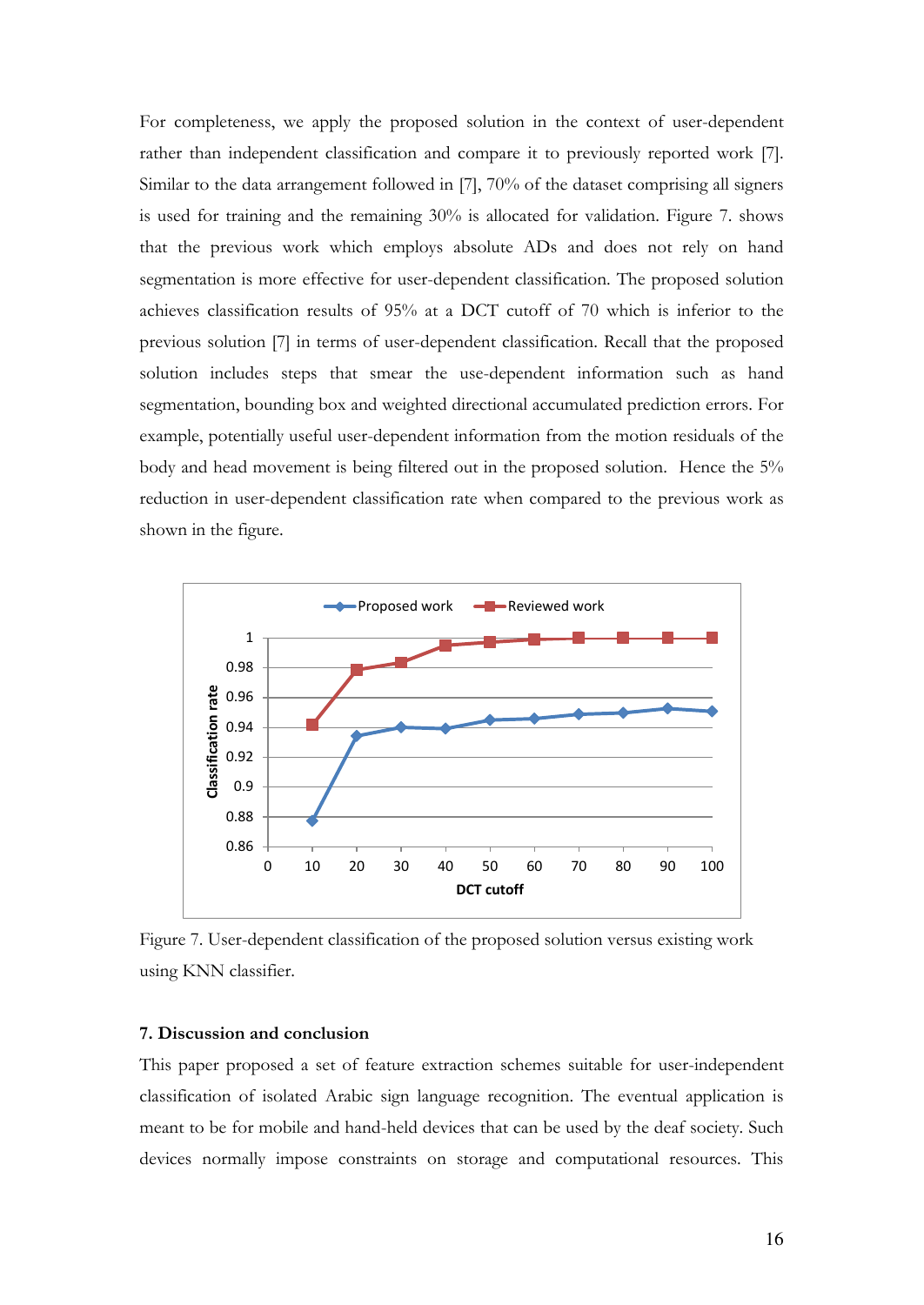For completeness, we apply the proposed solution in the context of user-dependent rather than independent classification and compare it to previously reported work [7]. Similar to the data arrangement followed in [7], 70% of the dataset comprising all signers is used for training and the remaining 30% is allocated for validation. Figure 7. shows that the previous work which employs absolute ADs and does not rely on hand segmentation is more effective for user-dependent classification. The proposed solution achieves classification results of 95% at a DCT cutoff of 70 which is inferior to the previous solution [7] in terms of user-dependent classification. Recall that the proposed solution includes steps that smear the use-dependent information such as hand segmentation, bounding box and weighted directional accumulated prediction errors. For example, potentially useful user-dependent information from the motion residuals of the body and head movement is being filtered out in the proposed solution. Hence the 5% reduction in user-dependent classification rate when compared to the previous work as shown in the figure.

Figure 7. User-dependent classification of the proposed solution versus existing work using KNN classifier.

### 7. Discussion and conclusion

This paper proposed a set of feature extraction schemes suitable for user-independent classification of isolated Arabic sign language recognition. The eventual application is meant to be for mobile and hand-held devices that can be used by the deaf society. Such devices normally impose constraints on storage and computational resources. This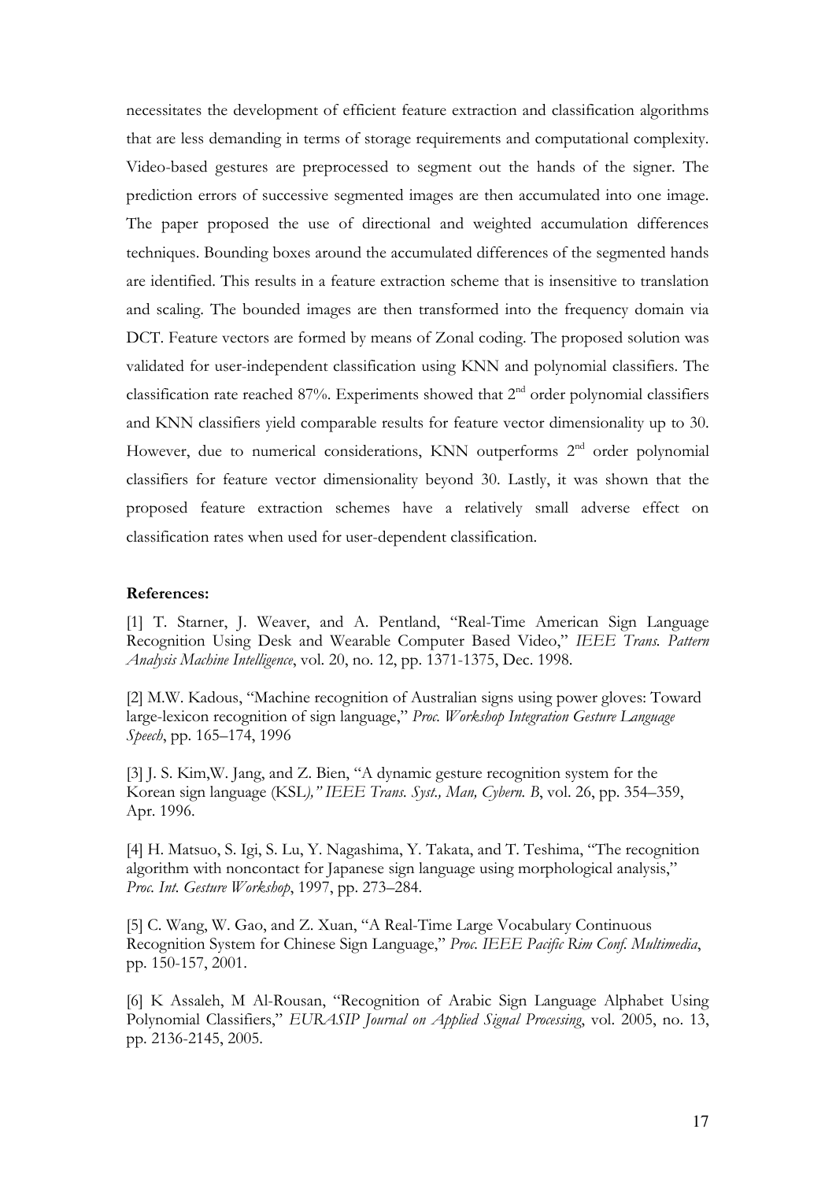necessitates the development of efficient feature extraction and classification algorithms that are less demanding in terms of storage requirements and computational complexity. Video-based gestures are preprocessed to segment out the hands of the signer. The prediction errors of successive segmented images are then accumulated into one image. The paper proposed the use of directional and weighted accumulation differences techniques. Bounding boxes around the accumulated differences of the segmented hands are identified. This results in a feature extraction scheme that is insensitive to translation and scaling. The bounded images are then transformed into the frequency domain via DCT. Feature vectors are formed by means of Zonal coding. The proposed solution was validated for user-independent classification using KNN and polynomial classifiers. The classification rate reached 87%. Experiments showed that 2$^{nd}$ order polynomial classifiers and KNN classifiers yield comparable results for feature vector dimensionality up to 30. However, due to numerical considerations, KNN outperforms 2$^{nd}$ order polynomial classifiers for feature vector dimensionality beyond 30. Lastly, it was shown that the proposed feature extraction schemes have a relatively small adverse effect on classification rates when used for user-dependent classification.

**References:**

[1] T. Starner, J. Weaver, and A. Pentland, "Real-Time American Sign Language Recognition Using Desk and Wearable Computer Based Video," *IEEE Trans. Pattern Analysis Machine Intelligence*, vol. 20, no. 12, pp. 1371-1375, Dec. 1998.

[2] M.W. Kadous, "Machine recognition of Australian signs using power gloves: Toward large-lexicon recognition of sign language," *Proc. Workshop Integration Gesture Language Speech*, pp. 165–174, 1996

[3] J. S. Kim,W. Jang, and Z. Bien, "A dynamic gesture recognition system for the Korean sign language (KSL)," *IEEE Trans. Syst., Man, Cybern. B*, vol. 26, pp. 354–359, Apr. 1996.

[4] H. Matsuo, S. Igi, S. Lu, Y. Nagashima, Y. Takata, and T. Teshima, "The recognition algorithm with noncontact for Japanese sign language using morphological analysis," *Proc. Int. Gesture Workshop*, 1997, pp. 273–284.

[5] C. Wang, W. Gao, and Z. Xuan, "A Real-Time Large Vocabulary Continuous Recognition System for Chinese Sign Language," *Proc. IEEE Pacific Rim Conf. Multimedia*, pp. 150-157, 2001.

[6] K Assaleh, M Al-Rousan, "Recognition of Arabic Sign Language Alphabet Using Polynomial Classifiers," *EURASIP Journal on Applied Signal Processing*, vol. 2005, no. 13, pp. 2136-2145, 2005.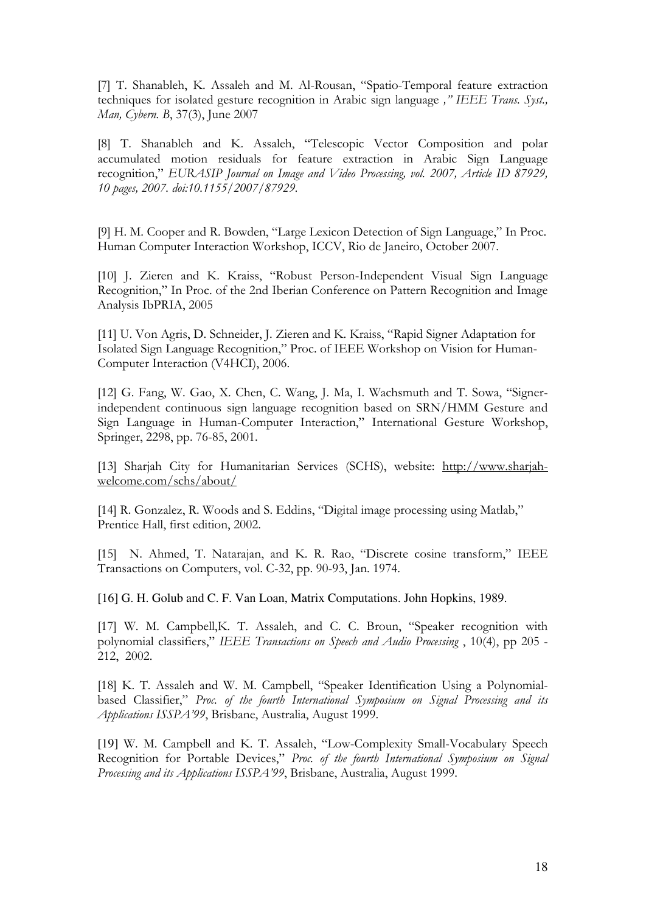[7] T. Shanableh, K. Assaleh and M. Al-Rousan, "Spatio-Temporal feature extraction techniques for isolated gesture recognition in Arabic sign language *," IEEE Trans. Syst., Man, Cybern. B*, 37(3), June 2007

[8] T. Shanableh and K. Assaleh, "Telescopic Vector Composition and polar accumulated motion residuals for feature extraction in Arabic Sign Language recognition," *EURASIP Journal on Image and Video Processing, vol. 2007, Article ID 87929, 10 pages, 2007. doi:10.1155/2007/87929.*

[9] H. M. Cooper and R. Bowden, "Large Lexicon Detection of Sign Language," In Proc. Human Computer Interaction Workshop, ICCV, Rio de Janeiro, October 2007.

[10] J. Zieren and K. Kraiss, "Robust Person-Independent Visual Sign Language Recognition," In Proc. of the 2nd Iberian Conference on Pattern Recognition and Image Analysis IbPRIA, 2005

[11] U. Von Agris, D. Schneider, J. Zieren and K. Kraiss, "Rapid Signer Adaptation for Isolated Sign Language Recognition," Proc. of IEEE Workshop on Vision for Human-Computer Interaction (V4HCI), 2006.

[12] G. Fang, W. Gao, X. Chen, C. Wang, J. Ma, I. Wachsmuth and T. Sowa, "Signer-independent continuous sign language recognition based on SRN/HMM Gesture and Sign Language in Human-Computer Interaction," International Gesture Workshop, Springer, 2298, pp. 76-85, 2001.

[13] Sharjah City for Humanitarian Services (SCHS), website: http://www.sharjah-welcome.com/schs/about/

[14] R. Gonzalez, R. Woods and S. Eddins, "Digital image processing using Matlab," Prentice Hall, first edition, 2002.

[15] N. Ahmed, T. Natarajan, and K. R. Rao, "Discrete cosine transform," IEEE Transactions on Computers, vol. C-32, pp. 90-93, Jan. 1974.

[16] G. H. Golub and C. F. Van Loan, Matrix Computations. John Hopkins, 1989.

[17] W. M. Campbell,K. T. Assaleh, and C. C. Broun, "Speaker recognition with polynomial classifiers," *IEEE Transactions on Speech and Audio Processing* , 10(4), pp 205 - 212, 2002.

[18] K. T. Assaleh and W. M. Campbell, "Speaker Identification Using a Polynomial-based Classifier," *Proc. of the fourth International Symposium on Signal Processing and its Applications ISSPA'99*, Brisbane, Australia, August 1999.

[19] W. M. Campbell and K. T. Assaleh, "Low-Complexity Small-Vocabulary Speech Recognition for Portable Devices," *Proc. of the fourth International Symposium on Signal Processing and its Applications ISSPA'99*, Brisbane, Australia, August 1999.